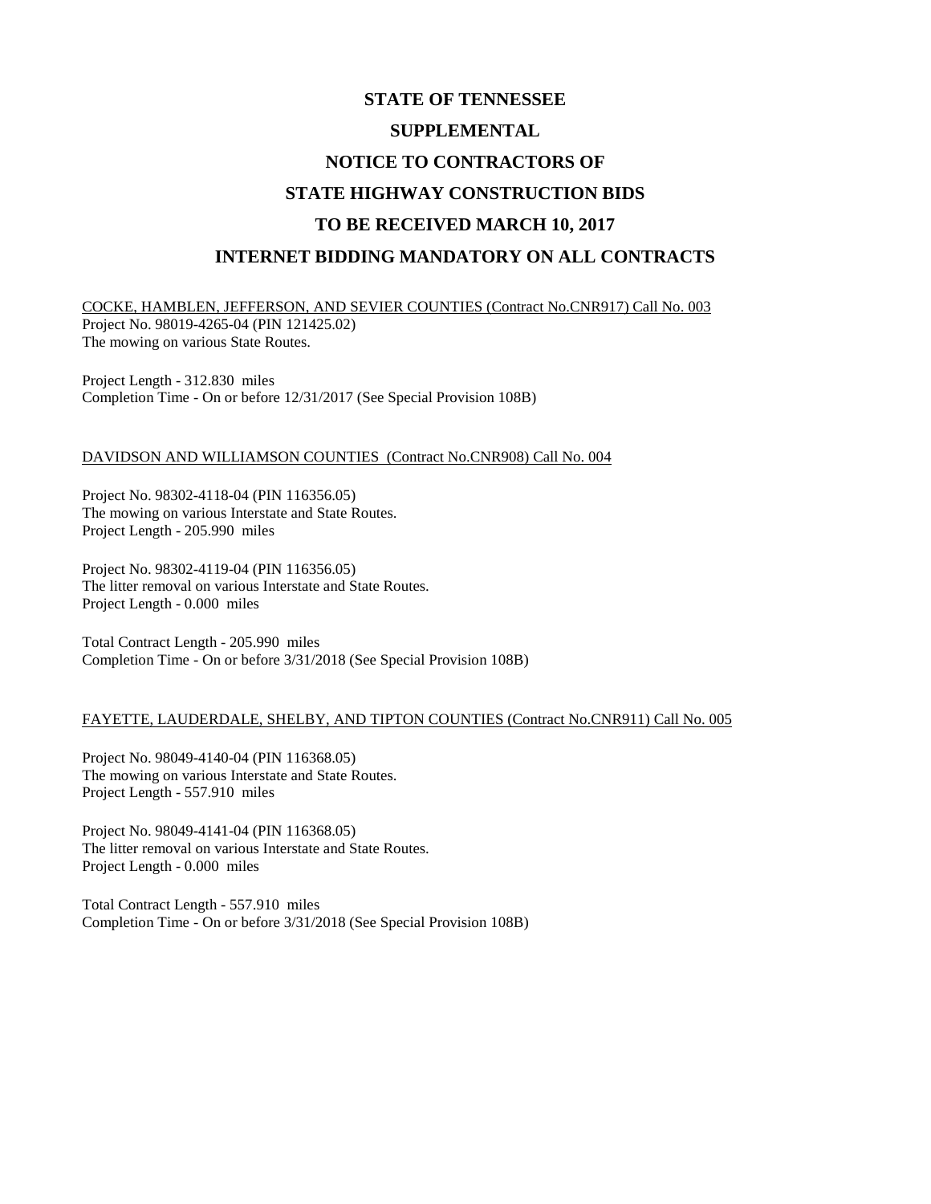# STATE OF TENNESSEE

# SUPPLEMENTAL

# NOTICE TO CONTRACTORS OF

# STATE HIGHWAY CONSTRUCTION BIDS

# TO BE RECEIVED MARCH 10, 2017

# INTERNET BIDDING MANDATORY ON ALL CONTRACTS

COCKE, HAMBLEN, JEFFERSON, AND SEVIER COUNTIES (Contract No.CNR917) Call No. 003

Project No. 98019-4265-04 (PIN 121425.02)
The mowing on various State Routes.

Project Length - 312.830 miles
Completion Time - On or before 12/31/2017 (See Special Provision 108B)

DAVIDSON AND WILLIAMSON COUNTIES (Contract No.CNR908) Call No. 004

Project No. 98302-4118-04 (PIN 116356.05)
The mowing on various Interstate and State Routes.
Project Length - 205.990 miles

Project No. 98302-4119-04 (PIN 116356.05)
The litter removal on various Interstate and State Routes.
Project Length - 0.000 miles

Total Contract Length - 205.990 miles
Completion Time - On or before 3/31/2018 (See Special Provision 108B)

FAYETTE, LAUDERDALE, SHELBY, AND TIPTON COUNTIES (Contract No.CNR911) Call No. 005

Project No. 98049-4140-04 (PIN 116368.05)
The mowing on various Interstate and State Routes.
Project Length - 557.910 miles

Project No. 98049-4141-04 (PIN 116368.05)
The litter removal on various Interstate and State Routes.
Project Length - 0.000 miles

Total Contract Length - 557.910 miles
Completion Time - On or before 3/31/2018 (See Special Provision 108B)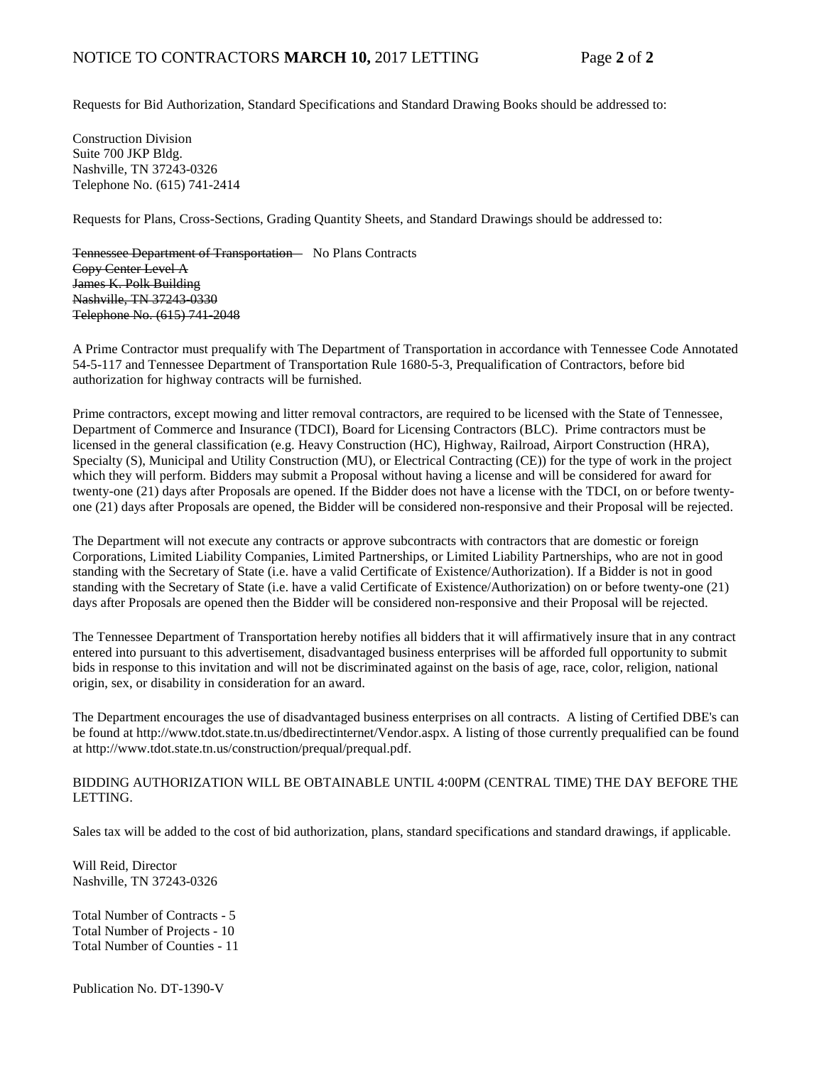Requests for Bid Authorization, Standard Specifications and Standard Drawing Books should be addressed to:

Construction Division
Suite 700 JKP Bldg.
Nashville, TN 37243-0326
Telephone No. (615) 741-2414

Requests for Plans, Cross-Sections, Grading Quantity Sheets, and Standard Drawings should be addressed to:

~~Tennessee Department of Transportation~~ No Plans Contracts
~~Copy Center Level A~~
~~James K. Polk Building~~
~~Nashville, TN 37243-0330~~
~~Telephone No. (615) 741-2048~~

A Prime Contractor must prequalify with The Department of Transportation in accordance with Tennessee Code Annotated 54-5-117 and Tennessee Department of Transportation Rule 1680-5-3, Prequalification of Contractors, before bid authorization for highway contracts will be furnished.

Prime contractors, except mowing and litter removal contractors, are required to be licensed with the State of Tennessee, Department of Commerce and Insurance (TDCI), Board for Licensing Contractors (BLC). Prime contractors must be licensed in the general classification (e.g. Heavy Construction (HC), Highway, Railroad, Airport Construction (HRA), Specialty (S), Municipal and Utility Construction (MU), or Electrical Contracting (CE)) for the type of work in the project which they will perform. Bidders may submit a Proposal without having a license and will be considered for award for twenty-one (21) days after Proposals are opened. If the Bidder does not have a license with the TDCI, on or before twenty-one (21) days after Proposals are opened, the Bidder will be considered non-responsive and their Proposal will be rejected.

The Department will not execute any contracts or approve subcontracts with contractors that are domestic or foreign Corporations, Limited Liability Companies, Limited Partnerships, or Limited Liability Partnerships, who are not in good standing with the Secretary of State (i.e. have a valid Certificate of Existence/Authorization). If a Bidder is not in good standing with the Secretary of State (i.e. have a valid Certificate of Existence/Authorization) on or before twenty-one (21) days after Proposals are opened then the Bidder will be considered non-responsive and their Proposal will be rejected.

The Tennessee Department of Transportation hereby notifies all bidders that it will affirmatively insure that in any contract entered into pursuant to this advertisement, disadvantaged business enterprises will be afforded full opportunity to submit bids in response to this invitation and will not be discriminated against on the basis of age, race, color, religion, national origin, sex, or disability in consideration for an award.

The Department encourages the use of disadvantaged business enterprises on all contracts. A listing of Certified DBE's can be found at http://www.tdot.state.tn.us/dbedirectinternet/Vendor.aspx. A listing of those currently prequalified can be found at http://www.tdot.state.tn.us/construction/prequal/prequal.pdf.

BIDDING AUTHORIZATION WILL BE OBTAINABLE UNTIL 4:00PM (CENTRAL TIME) THE DAY BEFORE THE LETTING.

Sales tax will be added to the cost of bid authorization, plans, standard specifications and standard drawings, if applicable.

Will Reid, Director
Nashville, TN 37243-0326

Total Number of Contracts - 5
Total Number of Projects - 10
Total Number of Counties - 11

Publication No. DT-1390-V